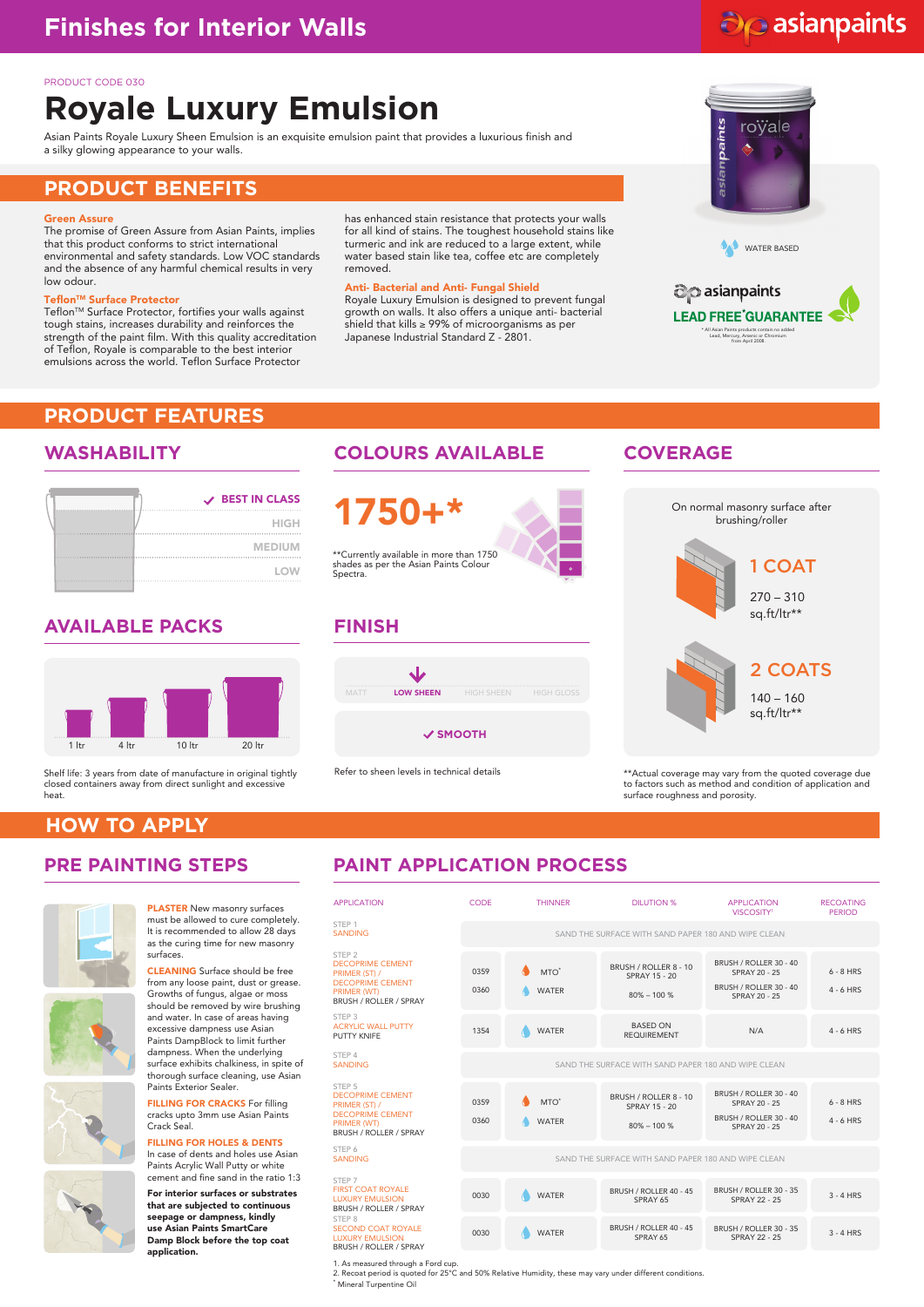# Finishes for Interior Walls

PRODUCT CODE 030

# Royale Luxury Emulsion

Asian Paints Royale Luxury Sheen Emulsion is an exquisite emulsion paint that provides a luxurious finish and a silky glowing appearance to your walls.

WATER BASED

asianpaints LEAD FREE* GUARANTEE

* All Asian Paints products contain no added Lead, Mercury, Arsenic or Chromium from April 2008

## PRODUCT BENEFITS

**Green Assure**
The promise of Green Assure from Asian Paints, implies that this product conforms to strict international environmental and safety standards. Low VOC standards and the absence of any harmful chemical results in very low odour.

**Teflon™ Surface Protector**
Teflon™ Surface Protector, fortifies your walls against tough stains, increases durability and reinforces the strength of the paint film. With this quality accreditation of Teflon, Royale is comparable to the best interior emulsions across the world. Teflon Surface Protector has enhanced stain resistance that protects your walls for all kind of stains. The toughest household stains like turmeric and ink are reduced to a large extent, while water based stain like tea, coffee etc are completely removed.

**Anti- Bacterial and Anti- Fungal Shield**
Royale Luxury Emulsion is designed to prevent fungal growth on walls. It also offers a unique anti- bacterial shield that kills ≥ 99% of microorganisms as per Japanese Industrial Standard Z - 2801.

## PRODUCT FEATURES

### WASHABILITY

- ✓ BEST IN CLASS
- HIGH
- MEDIUM
- LOW

### COLOURS AVAILABLE

**1750+***

**Currently available in more than 1750 shades as per the Asian Paints Colour Spectra.

### COVERAGE

On normal masonry surface after brushing/roller

**1 COAT**
270 – 310 sq.ft/ltr**

**2 COATS**
140 – 160 sq.ft/ltr**

**Actual coverage may vary from the quoted coverage due to factors such as method and condition of application and surface roughness and porosity.

### AVAILABLE PACKS

1 ltr | 4 ltr | 10 ltr | 20 ltr

Shelf life: 3 years from date of manufacture in original tightly closed containers away from direct sunlight and excessive heat.

### FINISH

MATT | **LOW SHEEN** | HIGH SHEEN | HIGH GLOSS

✓ SMOOTH

Refer to sheen levels in technical details

## HOW TO APPLY

### PRE PAINTING STEPS

**PLASTER** New masonry surfaces must be allowed to cure completely. It is recommended to allow 28 days as the curing time for new masonry surfaces.

**CLEANING** Surface should be free from any loose paint, dust or grease. Growths of fungus, algae or moss should be removed by wire brushing and water. In case of areas having excessive dampness use Asian Paints DampBlock to limit further dampness. When the underlying surface exhibits chalkiness, in spite of thorough surface cleaning, use Asian Paints Exterior Sealer.

**FILLING FOR CRACKS** For filling cracks upto 3mm use Asian Paints Crack Seal.

**FILLING FOR HOLES & DENTS** In case of dents and holes use Asian Paints Acrylic Wall Putty or white cement and fine sand in the ratio 1:3

**For interior surfaces or substrates that are subjected to continuous seepage or dampness, kindly use Asian Paints SmartCare Damp Block before the top coat application.**

### PAINT APPLICATION PROCESS

| APPLICATION | CODE | THINNER | DILUTION % | APPLICATION VISCOSITY[1] | RECOATING PERIOD |
|---|---|---|---|---|---|
| STEP 1 SANDING | SAND THE SURFACE WITH SAND PAPER 180 AND WIPE CLEAN | | | | |
| STEP 2 DECOPRIME CEMENT PRIMER (ST) / DECOPRIME CEMENT PRIMER (WT) BRUSH / ROLLER / SPRAY | 0359 | MTO* | BRUSH / ROLLER 8 - 10 SPRAY 15 - 20 | BRUSH / ROLLER 30 - 40 SPRAY 20 - 25 | 6 - 8 HRS |
| | 0360 | WATER | 80% – 100 % | BRUSH / ROLLER 30 - 40 SPRAY 20 - 25 | 4 - 6 HRS |
| STEP 3 ACRYLIC WALL PUTTY PUTTY KNIFE | 1354 | WATER | BASED ON REQUIREMENT | N/A | 4 - 6 HRS |
| STEP 4 SANDING | SAND THE SURFACE WITH SAND PAPER 180 AND WIPE CLEAN | | | | |
| STEP 5 DECOPRIME CEMENT PRIMER (ST) / DECOPRIME CEMENT PRIMER (WT) BRUSH / ROLLER / SPRAY | 0359 | MTO* | BRUSH / ROLLER 8 - 10 SPRAY 15 - 20 | BRUSH / ROLLER 30 - 40 SPRAY 20 - 25 | 6 - 8 HRS |
| | 0360 | WATER | 80% – 100 % | BRUSH / ROLLER 30 - 40 SPRAY 20 - 25 | 4 - 6 HRS |
| STEP 6 SANDING | SAND THE SURFACE WITH SAND PAPER 180 AND WIPE CLEAN | | | | |
| STEP 7 FIRST COAT ROYALE LUXURY EMULSION BRUSH / ROLLER / SPRAY | 0030 | WATER | BRUSH / ROLLER 40 - 45 SPRAY 65 | BRUSH / ROLLER 30 - 35 SPRAY 22 - 25 | 3 - 4 HRS |
| STEP 8 SECOND COAT ROYALE LUXURY EMULSION BRUSH / ROLLER / SPRAY | 0030 | WATER | BRUSH / ROLLER 40 - 45 SPRAY 65 | BRUSH / ROLLER 30 - 35 SPRAY 22 - 25 | 3 - 4 HRS |

1. As measured through a Ford cup.
2. Recoat period is quoted for 25°C and 50% Relative Humidity, these may vary under different conditions.

* Mineral Turpentine Oil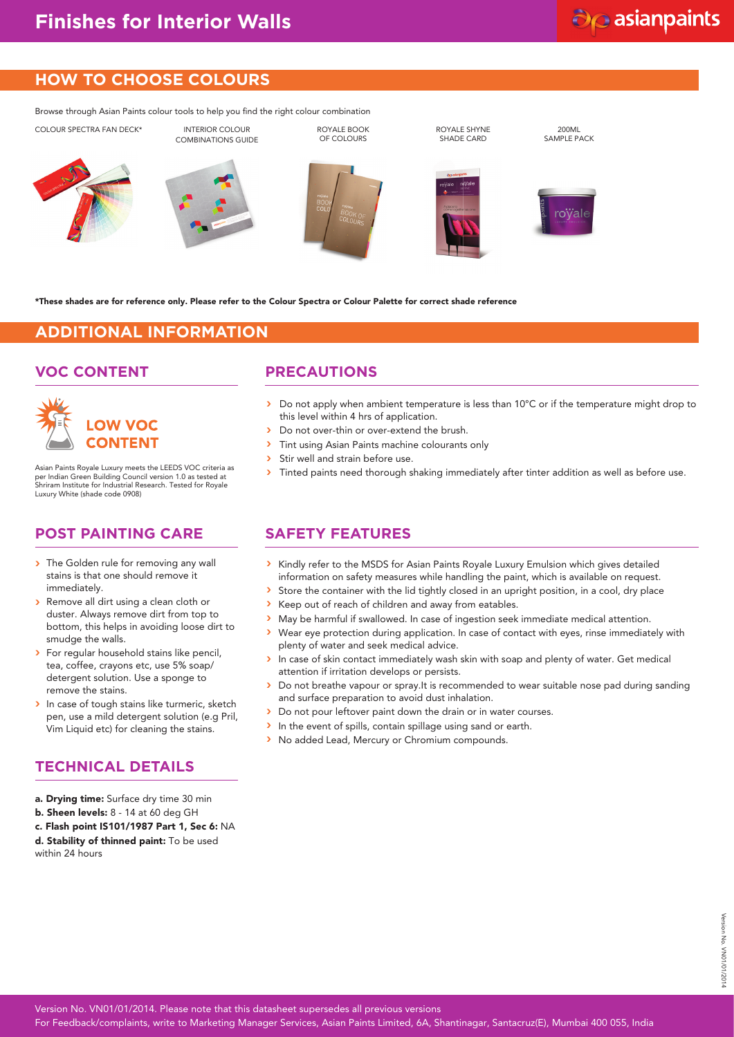# Finishes for Interior Walls

## HOW TO CHOOSE COLOURS

Browse through Asian Paints colour tools to help you find the right colour combination

COLOUR SPECTRA FAN DECK*

INTERIOR COLOUR COMBINATIONS GUIDE

ROYALE BOOK OF COLOURS

ROYALE SHYNE SHADE CARD

200ML SAMPLE PACK

**\*These shades are for reference only. Please refer to the Colour Spectra or Colour Palette for correct shade reference**

## ADDITIONAL INFORMATION

### VOC CONTENT

**LOW VOC CONTENT**

Asian Paints Royale Luxury meets the LEEDS VOC criteria as per Indian Green Building Council version 1.0 as tested at Shriram Institute for Industrial Research. Tested for Royale Luxury White (shade code 0908)

### PRECAUTIONS

- Do not apply when ambient temperature is less than 10°C or if the temperature might drop to this level within 4 hrs of application.
- Do not over-thin or over-extend the brush.
- Tint using Asian Paints machine colourants only
- Stir well and strain before use.
- Tinted paints need thorough shaking immediately after tinter addition as well as before use.

### POST PAINTING CARE

- The Golden rule for removing any wall stains is that one should remove it immediately.
- Remove all dirt using a clean cloth or duster. Always remove dirt from top to bottom, this helps in avoiding loose dirt to smudge the walls.
- For regular household stains like pencil, tea, coffee, crayons etc, use 5% soap/ detergent solution. Use a sponge to remove the stains.
- In case of tough stains like turmeric, sketch pen, use a mild detergent solution (e.g Pril, Vim Liquid etc) for cleaning the stains.

### SAFETY FEATURES

- Kindly refer to the MSDS for Asian Paints Royale Luxury Emulsion which gives detailed information on safety measures while handling the paint, which is available on request.
- Store the container with the lid tightly closed in an upright position, in a cool, dry place
- Keep out of reach of children and away from eatables.
- May be harmful if swallowed. In case of ingestion seek immediate medical attention.
- Wear eye protection during application. In case of contact with eyes, rinse immediately with plenty of water and seek medical advice.
- In case of skin contact immediately wash skin with soap and plenty of water. Get medical attention if irritation develops or persists.
- Do not breathe vapour or spray.It is recommended to wear suitable nose pad during sanding and surface preparation to avoid dust inhalation.
- Do not pour leftover paint down the drain or in water courses.
- In the event of spills, contain spillage using sand or earth.
- No added Lead, Mercury or Chromium compounds.

### TECHNICAL DETAILS

**a. Drying time:** Surface dry time 30 min
**b. Sheen levels:** 8 - 14 at 60 deg GH
**c. Flash point IS101/1987 Part 1, Sec 6:** NA
**d. Stability of thinned paint:** To be used within 24 hours

Version No. VN01/01/2014. Please note that this datasheet supersedes all previous versions
For Feedback/complaints, write to Marketing Manager Services, Asian Paints Limited, 6A, Shantinagar, Santacruz(E), Mumbai 400 055, India